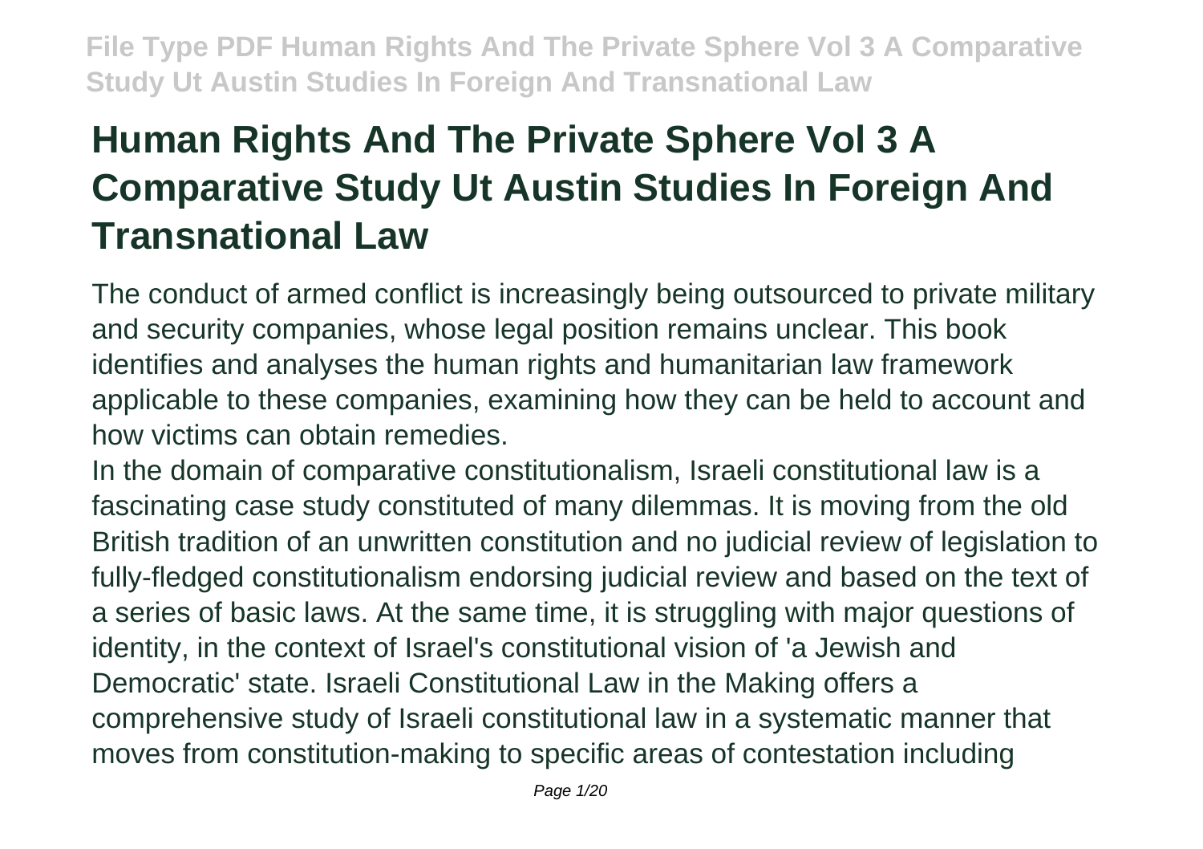# Human Rights And The Private Sphere Vol 3 A Comparative Study Ut Austin Studies In Foreign And Transnational Law

The conduct of armed conflict is increasingly being outsourced to private military and security companies, whose legal position remains unclear. This book identifies and analyses the human rights and humanitarian law framework applicable to these companies, examining how they can be held to account and how victims can obtain remedies.

In the domain of comparative constitutionalism, Israeli constitutional law is a fascinating case study constituted of many dilemmas. It is moving from the old British tradition of an unwritten constitution and no judicial review of legislation to fully-fledged constitutionalism endorsing judicial review and based on the text of a series of basic laws. At the same time, it is struggling with major questions of identity, in the context of Israel's constitutional vision of 'a Jewish and Democratic' state. Israeli Constitutional Law in the Making offers a comprehensive study of Israeli constitutional law in a systematic manner that moves from constitution-making to specific areas of contestation including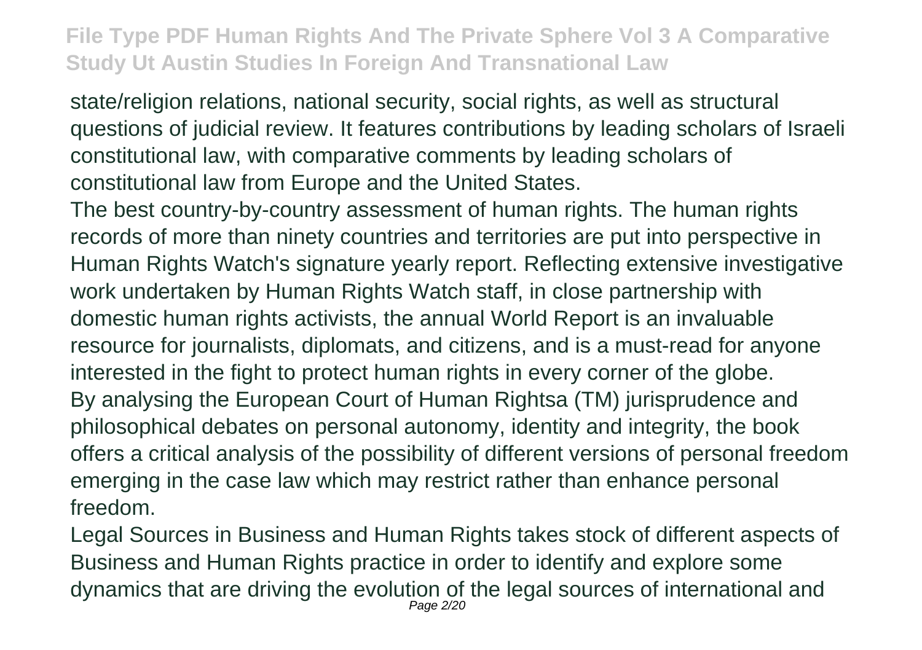state/religion relations, national security, social rights, as well as structural questions of judicial review. It features contributions by leading scholars of Israeli constitutional law, with comparative comments by leading scholars of constitutional law from Europe and the United States.

The best country-by-country assessment of human rights. The human rights records of more than ninety countries and territories are put into perspective in Human Rights Watch's signature yearly report. Reflecting extensive investigative work undertaken by Human Rights Watch staff, in close partnership with domestic human rights activists, the annual World Report is an invaluable resource for journalists, diplomats, and citizens, and is a must-read for anyone interested in the fight to protect human rights in every corner of the globe.

By analysing the European Court of Human Rightsa (TM) jurisprudence and philosophical debates on personal autonomy, identity and integrity, the book offers a critical analysis of the possibility of different versions of personal freedom emerging in the case law which may restrict rather than enhance personal freedom.

Legal Sources in Business and Human Rights takes stock of different aspects of Business and Human Rights practice in order to identify and explore some dynamics that are driving the evolution of the legal sources of international and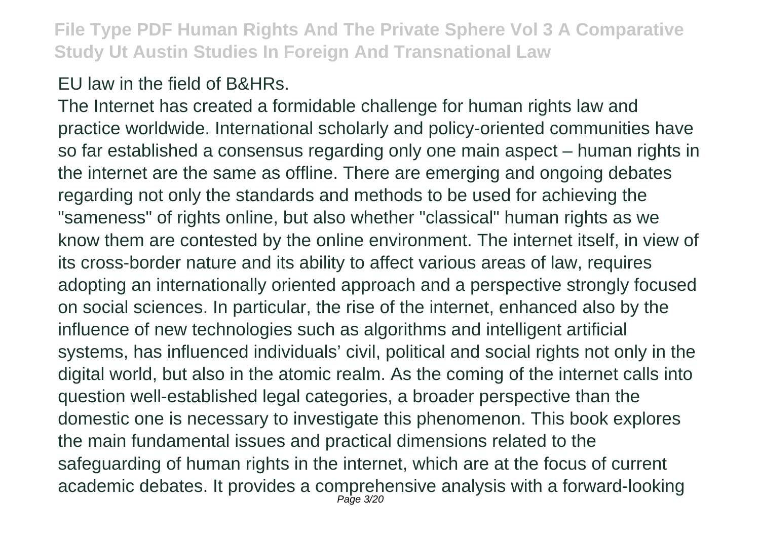EU law in the field of B&HRs.

The Internet has created a formidable challenge for human rights law and practice worldwide. International scholarly and policy-oriented communities have so far established a consensus regarding only one main aspect – human rights in the internet are the same as offline. There are emerging and ongoing debates regarding not only the standards and methods to be used for achieving the "sameness" of rights online, but also whether "classical" human rights as we know them are contested by the online environment. The internet itself, in view of its cross-border nature and its ability to affect various areas of law, requires adopting an internationally oriented approach and a perspective strongly focused on social sciences. In particular, the rise of the internet, enhanced also by the influence of new technologies such as algorithms and intelligent artificial systems, has influenced individuals' civil, political and social rights not only in the digital world, but also in the atomic realm. As the coming of the internet calls into question well-established legal categories, a broader perspective than the domestic one is necessary to investigate this phenomenon. This book explores the main fundamental issues and practical dimensions related to the safeguarding of human rights in the internet, which are at the focus of current academic debates. It provides a comprehensive analysis with a forward-looking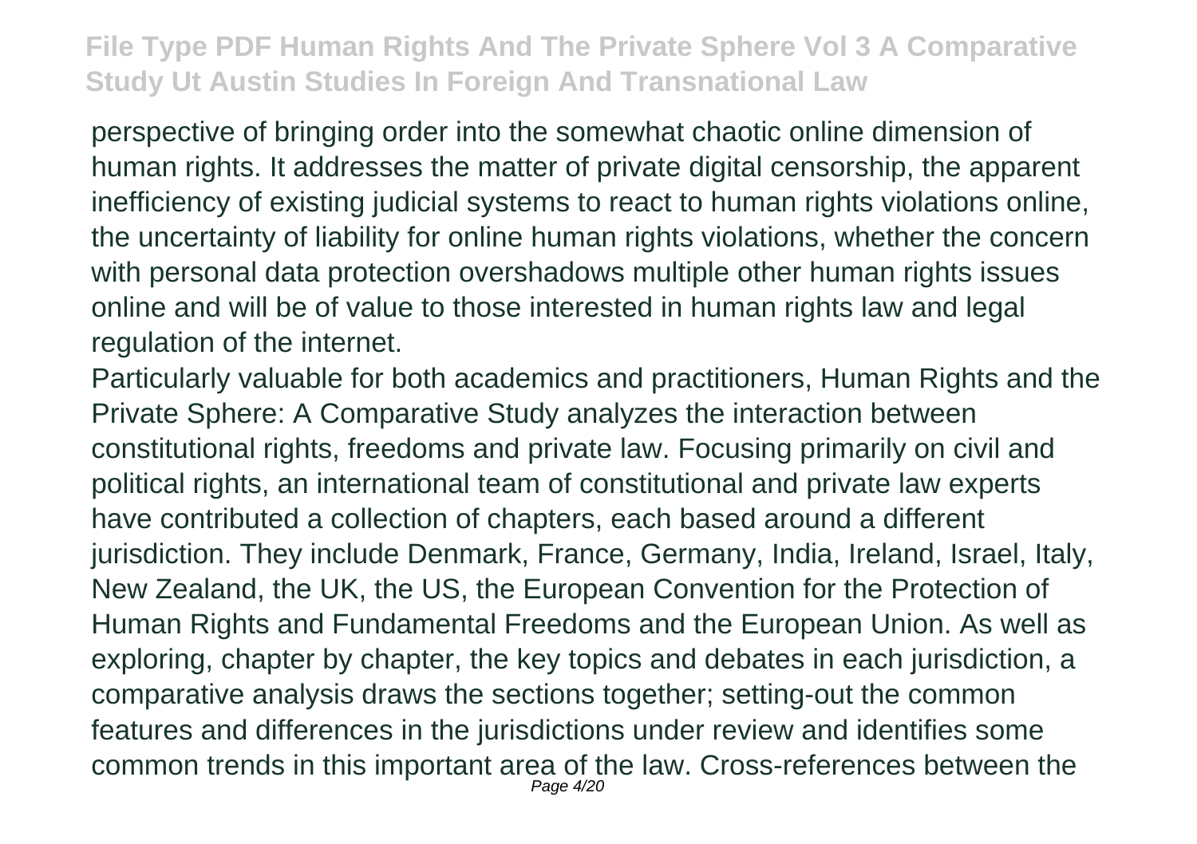perspective of bringing order into the somewhat chaotic online dimension of human rights. It addresses the matter of private digital censorship, the apparent inefficiency of existing judicial systems to react to human rights violations online, the uncertainty of liability for online human rights violations, whether the concern with personal data protection overshadows multiple other human rights issues online and will be of value to those interested in human rights law and legal regulation of the internet.

Particularly valuable for both academics and practitioners, Human Rights and the Private Sphere: A Comparative Study analyzes the interaction between constitutional rights, freedoms and private law. Focusing primarily on civil and political rights, an international team of constitutional and private law experts have contributed a collection of chapters, each based around a different jurisdiction. They include Denmark, France, Germany, India, Ireland, Israel, Italy, New Zealand, the UK, the US, the European Convention for the Protection of Human Rights and Fundamental Freedoms and the European Union. As well as exploring, chapter by chapter, the key topics and debates in each jurisdiction, a comparative analysis draws the sections together; setting-out the common features and differences in the jurisdictions under review and identifies some common trends in this important area of the law. Cross-references between the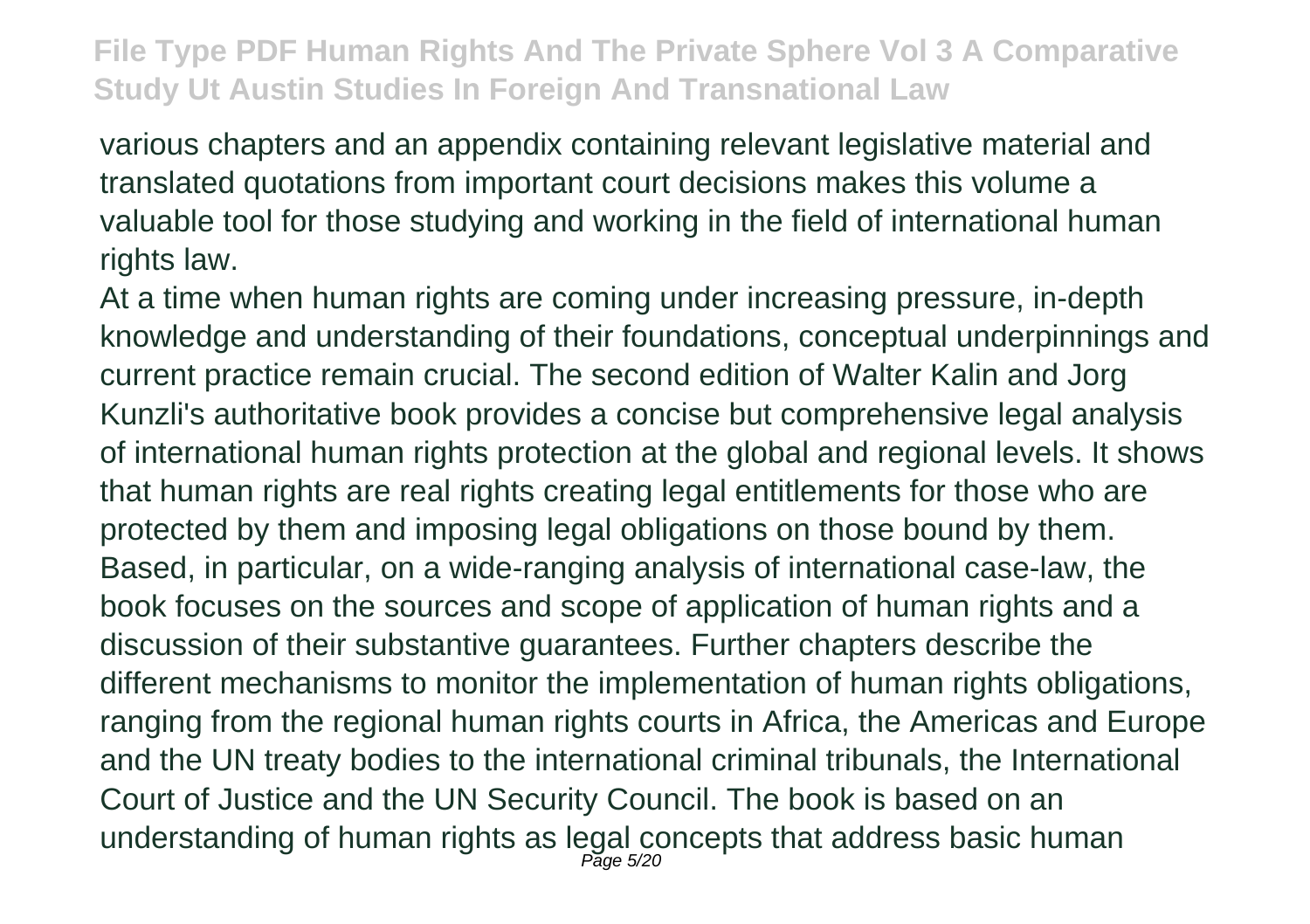various chapters and an appendix containing relevant legislative material and translated quotations from important court decisions makes this volume a valuable tool for those studying and working in the field of international human rights law.

At a time when human rights are coming under increasing pressure, in-depth knowledge and understanding of their foundations, conceptual underpinnings and current practice remain crucial. The second edition of Walter Kalin and Jorg Kunzli's authoritative book provides a concise but comprehensive legal analysis of international human rights protection at the global and regional levels. It shows that human rights are real rights creating legal entitlements for those who are protected by them and imposing legal obligations on those bound by them. Based, in particular, on a wide-ranging analysis of international case-law, the book focuses on the sources and scope of application of human rights and a discussion of their substantive guarantees. Further chapters describe the different mechanisms to monitor the implementation of human rights obligations, ranging from the regional human rights courts in Africa, the Americas and Europe and the UN treaty bodies to the international criminal tribunals, the International Court of Justice and the UN Security Council. The book is based on an understanding of human rights as legal concepts that address basic human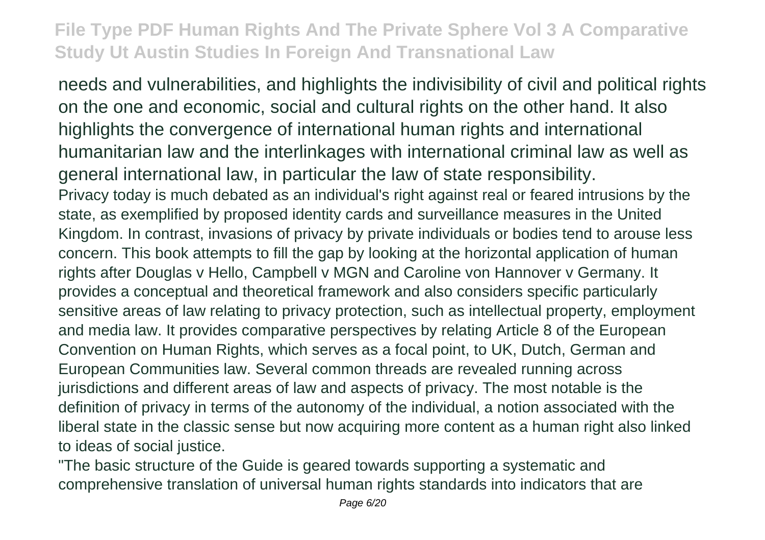needs and vulnerabilities, and highlights the indivisibility of civil and political rights on the one and economic, social and cultural rights on the other hand. It also highlights the convergence of international human rights and international humanitarian law and the interlinkages with international criminal law as well as general international law, in particular the law of state responsibility.

Privacy today is much debated as an individual's right against real or feared intrusions by the state, as exemplified by proposed identity cards and surveillance measures in the United Kingdom. In contrast, invasions of privacy by private individuals or bodies tend to arouse less concern. This book attempts to fill the gap by looking at the horizontal application of human rights after Douglas v Hello, Campbell v MGN and Caroline von Hannover v Germany. It provides a conceptual and theoretical framework and also considers specific particularly sensitive areas of law relating to privacy protection, such as intellectual property, employment and media law. It provides comparative perspectives by relating Article 8 of the European Convention on Human Rights, which serves as a focal point, to UK, Dutch, German and European Communities law. Several common threads are revealed running across jurisdictions and different areas of law and aspects of privacy. The most notable is the definition of privacy in terms of the autonomy of the individual, a notion associated with the liberal state in the classic sense but now acquiring more content as a human right also linked to ideas of social justice.

"The basic structure of the Guide is geared towards supporting a systematic and comprehensive translation of universal human rights standards into indicators that are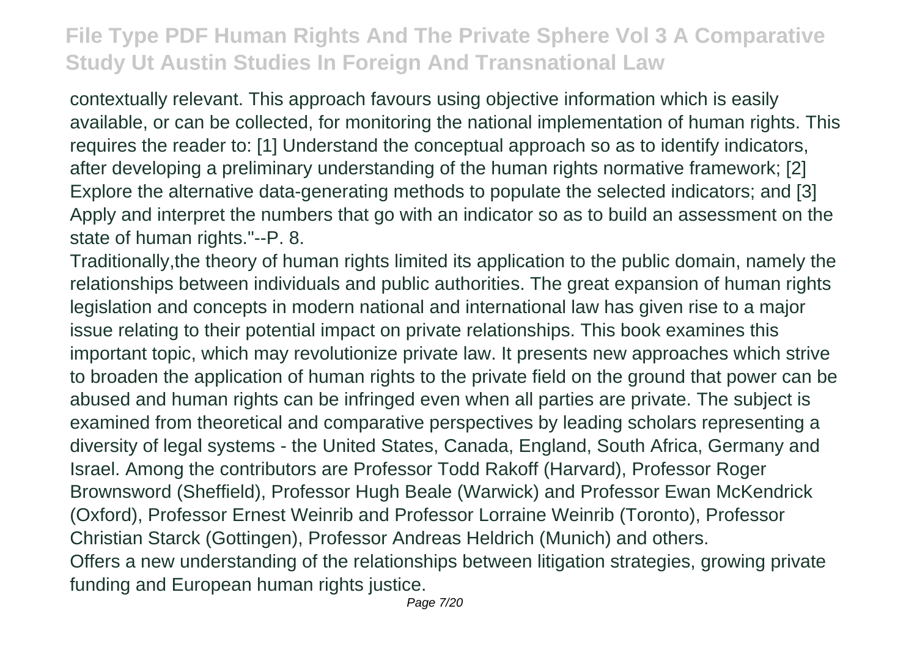contextually relevant. This approach favours using objective information which is easily available, or can be collected, for monitoring the national implementation of human rights. This requires the reader to: [1] Understand the conceptual approach so as to identify indicators, after developing a preliminary understanding of the human rights normative framework; [2] Explore the alternative data-generating methods to populate the selected indicators; and [3] Apply and interpret the numbers that go with an indicator so as to build an assessment on the state of human rights."--P. 8.

Traditionally,the theory of human rights limited its application to the public domain, namely the relationships between individuals and public authorities. The great expansion of human rights legislation and concepts in modern national and international law has given rise to a major issue relating to their potential impact on private relationships. This book examines this important topic, which may revolutionize private law. It presents new approaches which strive to broaden the application of human rights to the private field on the ground that power can be abused and human rights can be infringed even when all parties are private. The subject is examined from theoretical and comparative perspectives by leading scholars representing a diversity of legal systems - the United States, Canada, England, South Africa, Germany and Israel. Among the contributors are Professor Todd Rakoff (Harvard), Professor Roger Brownsword (Sheffield), Professor Hugh Beale (Warwick) and Professor Ewan McKendrick (Oxford), Professor Ernest Weinrib and Professor Lorraine Weinrib (Toronto), Professor Christian Starck (Gottingen), Professor Andreas Heldrich (Munich) and others.

Offers a new understanding of the relationships between litigation strategies, growing private funding and European human rights justice.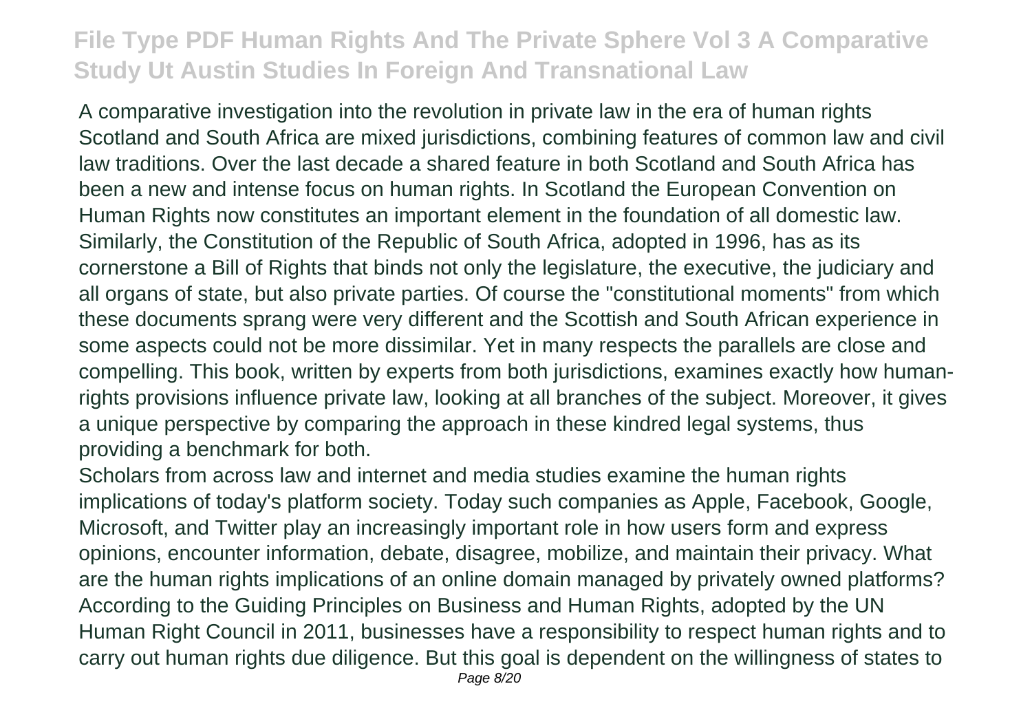A comparative investigation into the revolution in private law in the era of human rights Scotland and South Africa are mixed jurisdictions, combining features of common law and civil law traditions. Over the last decade a shared feature in both Scotland and South Africa has been a new and intense focus on human rights. In Scotland the European Convention on Human Rights now constitutes an important element in the foundation of all domestic law. Similarly, the Constitution of the Republic of South Africa, adopted in 1996, has as its cornerstone a Bill of Rights that binds not only the legislature, the executive, the judiciary and all organs of state, but also private parties. Of course the "constitutional moments" from which these documents sprang were very different and the Scottish and South African experience in some aspects could not be more dissimilar. Yet in many respects the parallels are close and compelling. This book, written by experts from both jurisdictions, examines exactly how human-rights provisions influence private law, looking at all branches of the subject. Moreover, it gives a unique perspective by comparing the approach in these kindred legal systems, thus providing a benchmark for both.

Scholars from across law and internet and media studies examine the human rights implications of today's platform society. Today such companies as Apple, Facebook, Google, Microsoft, and Twitter play an increasingly important role in how users form and express opinions, encounter information, debate, disagree, mobilize, and maintain their privacy. What are the human rights implications of an online domain managed by privately owned platforms? According to the Guiding Principles on Business and Human Rights, adopted by the UN Human Right Council in 2011, businesses have a responsibility to respect human rights and to carry out human rights due diligence. But this goal is dependent on the willingness of states to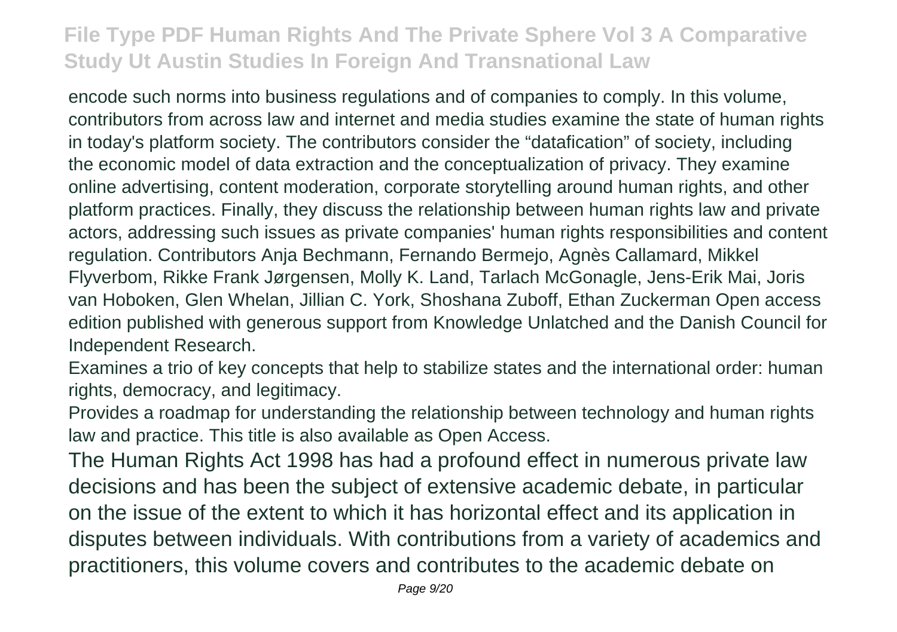encode such norms into business regulations and of companies to comply. In this volume, contributors from across law and internet and media studies examine the state of human rights in today's platform society. The contributors consider the "datafication" of society, including the economic model of data extraction and the conceptualization of privacy. They examine online advertising, content moderation, corporate storytelling around human rights, and other platform practices. Finally, they discuss the relationship between human rights law and private actors, addressing such issues as private companies' human rights responsibilities and content regulation. Contributors Anja Bechmann, Fernando Bermejo, Agnès Callamard, Mikkel Flyverbom, Rikke Frank Jørgensen, Molly K. Land, Tarlach McGonagle, Jens-Erik Mai, Joris van Hoboken, Glen Whelan, Jillian C. York, Shoshana Zuboff, Ethan Zuckerman Open access edition published with generous support from Knowledge Unlatched and the Danish Council for Independent Research.

Examines a trio of key concepts that help to stabilize states and the international order: human rights, democracy, and legitimacy.

Provides a roadmap for understanding the relationship between technology and human rights law and practice. This title is also available as Open Access.

The Human Rights Act 1998 has had a profound effect in numerous private law decisions and has been the subject of extensive academic debate, in particular on the issue of the extent to which it has horizontal effect and its application in disputes between individuals. With contributions from a variety of academics and practitioners, this volume covers and contributes to the academic debate on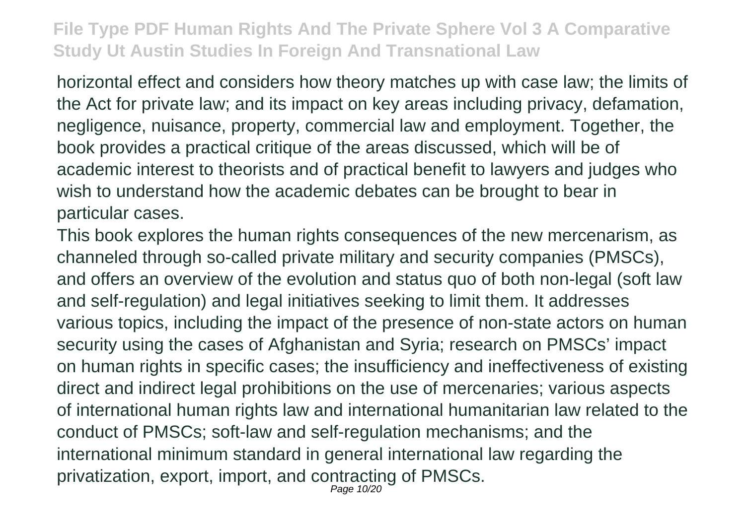horizontal effect and considers how theory matches up with case law; the limits of the Act for private law; and its impact on key areas including privacy, defamation, negligence, nuisance, property, commercial law and employment. Together, the book provides a practical critique of the areas discussed, which will be of academic interest to theorists and of practical benefit to lawyers and judges who wish to understand how the academic debates can be brought to bear in particular cases.

This book explores the human rights consequences of the new mercenarism, as channeled through so-called private military and security companies (PMSCs), and offers an overview of the evolution and status quo of both non-legal (soft law and self-regulation) and legal initiatives seeking to limit them. It addresses various topics, including the impact of the presence of non-state actors on human security using the cases of Afghanistan and Syria; research on PMSCs' impact on human rights in specific cases; the insufficiency and ineffectiveness of existing direct and indirect legal prohibitions on the use of mercenaries; various aspects of international human rights law and international humanitarian law related to the conduct of PMSCs; soft-law and self-regulation mechanisms; and the international minimum standard in general international law regarding the privatization, export, import, and contracting of PMSCs.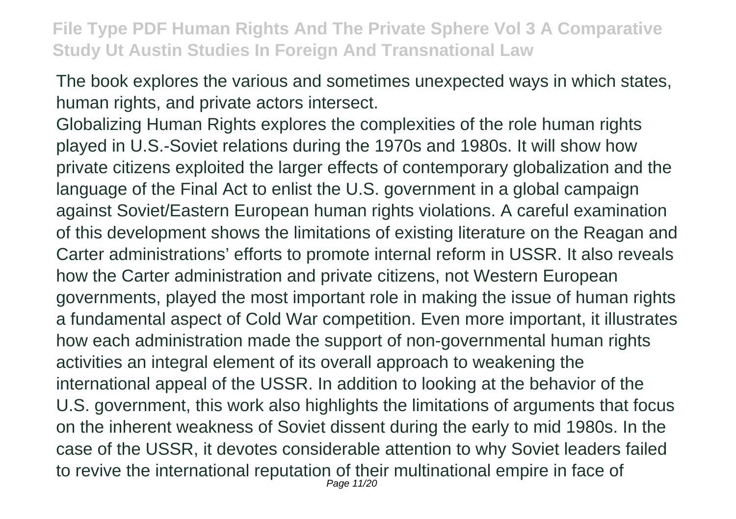The book explores the various and sometimes unexpected ways in which states, human rights, and private actors intersect.

Globalizing Human Rights explores the complexities of the role human rights played in U.S.-Soviet relations during the 1970s and 1980s. It will show how private citizens exploited the larger effects of contemporary globalization and the language of the Final Act to enlist the U.S. government in a global campaign against Soviet/Eastern European human rights violations. A careful examination of this development shows the limitations of existing literature on the Reagan and Carter administrations' efforts to promote internal reform in USSR. It also reveals how the Carter administration and private citizens, not Western European governments, played the most important role in making the issue of human rights a fundamental aspect of Cold War competition. Even more important, it illustrates how each administration made the support of non-governmental human rights activities an integral element of its overall approach to weakening the international appeal of the USSR. In addition to looking at the behavior of the U.S. government, this work also highlights the limitations of arguments that focus on the inherent weakness of Soviet dissent during the early to mid 1980s. In the case of the USSR, it devotes considerable attention to why Soviet leaders failed to revive the international reputation of their multinational empire in face of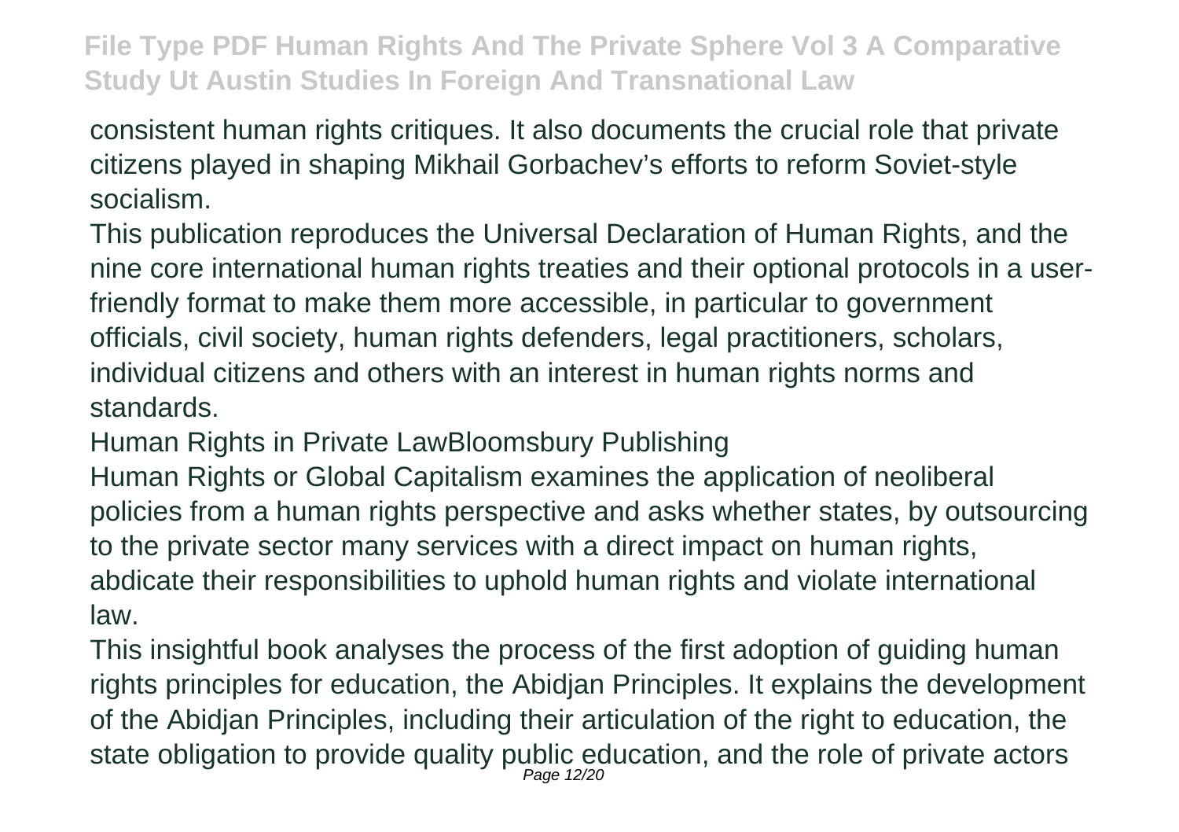consistent human rights critiques. It also documents the crucial role that private citizens played in shaping Mikhail Gorbachev's efforts to reform Soviet-style socialism.

This publication reproduces the Universal Declaration of Human Rights, and the nine core international human rights treaties and their optional protocols in a user-friendly format to make them more accessible, in particular to government officials, civil society, human rights defenders, legal practitioners, scholars, individual citizens and others with an interest in human rights norms and standards.

Human Rights in Private LawBloomsbury Publishing

Human Rights or Global Capitalism examines the application of neoliberal policies from a human rights perspective and asks whether states, by outsourcing to the private sector many services with a direct impact on human rights, abdicate their responsibilities to uphold human rights and violate international law.

This insightful book analyses the process of the first adoption of guiding human rights principles for education, the Abidjan Principles. It explains the development of the Abidjan Principles, including their articulation of the right to education, the state obligation to provide quality public education, and the role of private actors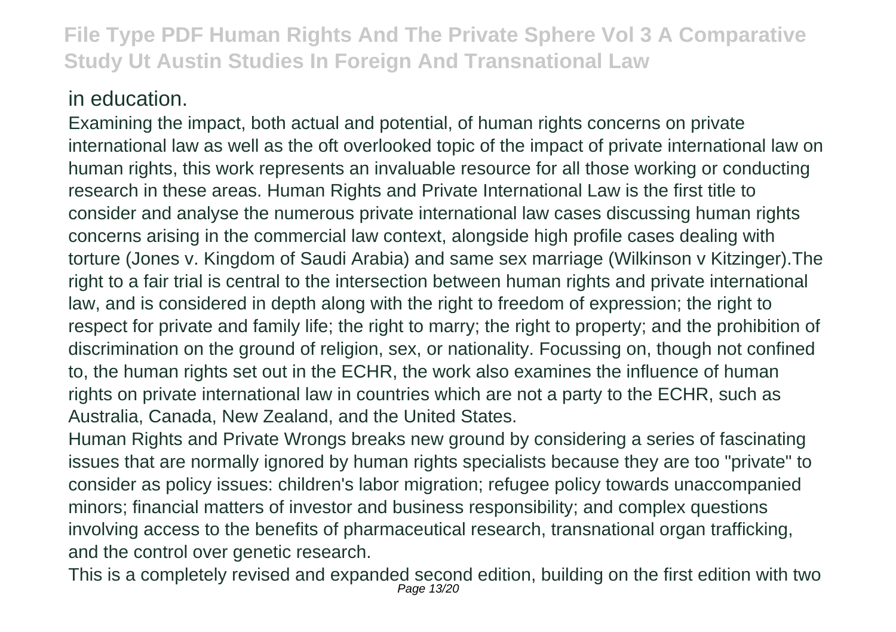in education.

Examining the impact, both actual and potential, of human rights concerns on private international law as well as the oft overlooked topic of the impact of private international law on human rights, this work represents an invaluable resource for all those working or conducting research in these areas. Human Rights and Private International Law is the first title to consider and analyse the numerous private international law cases discussing human rights concerns arising in the commercial law context, alongside high profile cases dealing with torture (Jones v. Kingdom of Saudi Arabia) and same sex marriage (Wilkinson v Kitzinger).The right to a fair trial is central to the intersection between human rights and private international law, and is considered in depth along with the right to freedom of expression; the right to respect for private and family life; the right to marry; the right to property; and the prohibition of discrimination on the ground of religion, sex, or nationality. Focussing on, though not confined to, the human rights set out in the ECHR, the work also examines the influence of human rights on private international law in countries which are not a party to the ECHR, such as Australia, Canada, New Zealand, and the United States.

Human Rights and Private Wrongs breaks new ground by considering a series of fascinating issues that are normally ignored by human rights specialists because they are too "private" to consider as policy issues: children's labor migration; refugee policy towards unaccompanied minors; financial matters of investor and business responsibility; and complex questions involving access to the benefits of pharmaceutical research, transnational organ trafficking, and the control over genetic research.

This is a completely revised and expanded second edition, building on the first edition with two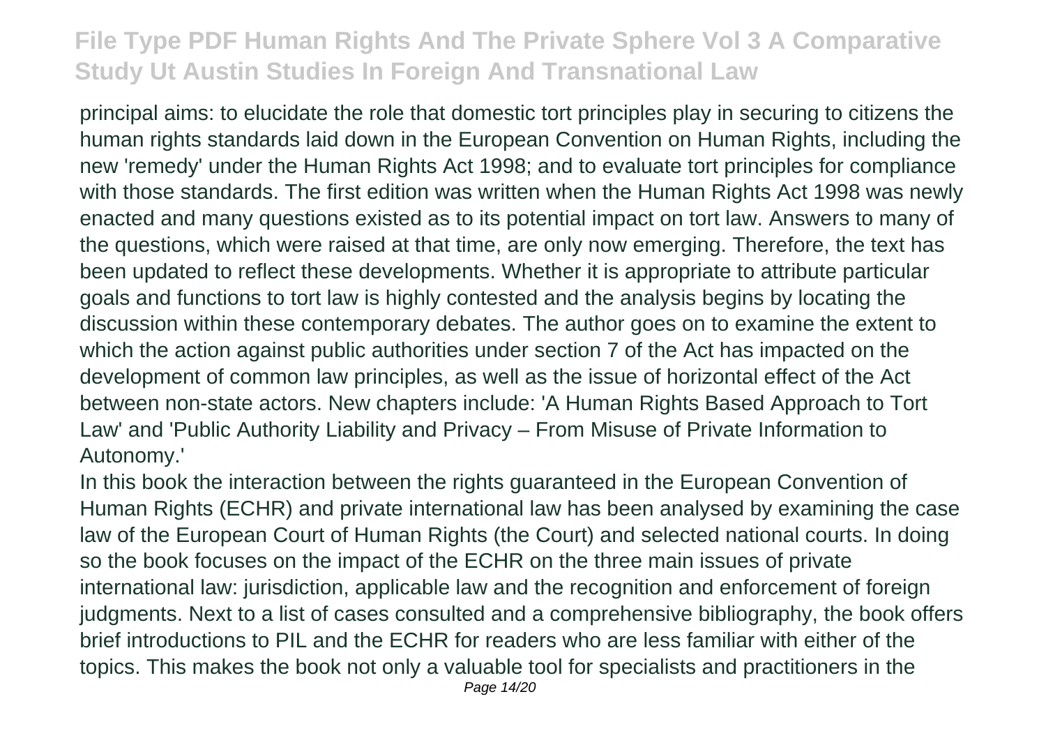principal aims: to elucidate the role that domestic tort principles play in securing to citizens the human rights standards laid down in the European Convention on Human Rights, including the new 'remedy' under the Human Rights Act 1998; and to evaluate tort principles for compliance with those standards. The first edition was written when the Human Rights Act 1998 was newly enacted and many questions existed as to its potential impact on tort law. Answers to many of the questions, which were raised at that time, are only now emerging. Therefore, the text has been updated to reflect these developments. Whether it is appropriate to attribute particular goals and functions to tort law is highly contested and the analysis begins by locating the discussion within these contemporary debates. The author goes on to examine the extent to which the action against public authorities under section 7 of the Act has impacted on the development of common law principles, as well as the issue of horizontal effect of the Act between non-state actors. New chapters include: 'A Human Rights Based Approach to Tort Law' and 'Public Authority Liability and Privacy – From Misuse of Private Information to Autonomy.'

In this book the interaction between the rights guaranteed in the European Convention of Human Rights (ECHR) and private international law has been analysed by examining the case law of the European Court of Human Rights (the Court) and selected national courts. In doing so the book focuses on the impact of the ECHR on the three main issues of private international law: jurisdiction, applicable law and the recognition and enforcement of foreign judgments. Next to a list of cases consulted and a comprehensive bibliography, the book offers brief introductions to PIL and the ECHR for readers who are less familiar with either of the topics. This makes the book not only a valuable tool for specialists and practitioners in the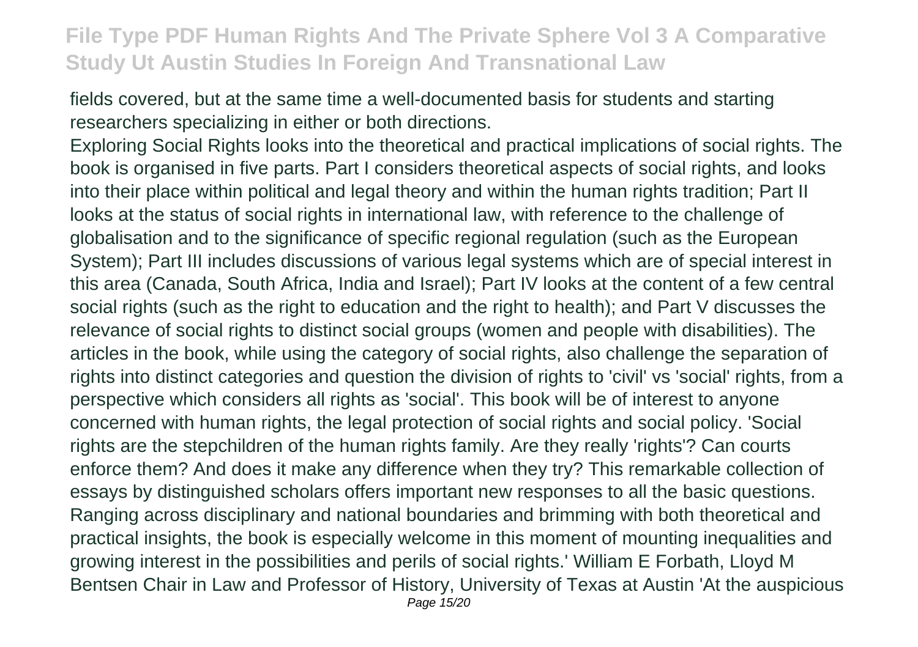fields covered, but at the same time a well-documented basis for students and starting researchers specializing in either or both directions.

Exploring Social Rights looks into the theoretical and practical implications of social rights. The book is organised in five parts. Part I considers theoretical aspects of social rights, and looks into their place within political and legal theory and within the human rights tradition; Part II looks at the status of social rights in international law, with reference to the challenge of globalisation and to the significance of specific regional regulation (such as the European System); Part III includes discussions of various legal systems which are of special interest in this area (Canada, South Africa, India and Israel); Part IV looks at the content of a few central social rights (such as the right to education and the right to health); and Part V discusses the relevance of social rights to distinct social groups (women and people with disabilities). The articles in the book, while using the category of social rights, also challenge the separation of rights into distinct categories and question the division of rights to 'civil' vs 'social' rights, from a perspective which considers all rights as 'social'. This book will be of interest to anyone concerned with human rights, the legal protection of social rights and social policy. 'Social rights are the stepchildren of the human rights family. Are they really 'rights'? Can courts enforce them? And does it make any difference when they try? This remarkable collection of essays by distinguished scholars offers important new responses to all the basic questions. Ranging across disciplinary and national boundaries and brimming with both theoretical and practical insights, the book is especially welcome in this moment of mounting inequalities and growing interest in the possibilities and perils of social rights.' William E Forbath, Lloyd M Bentsen Chair in Law and Professor of History, University of Texas at Austin 'At the auspicious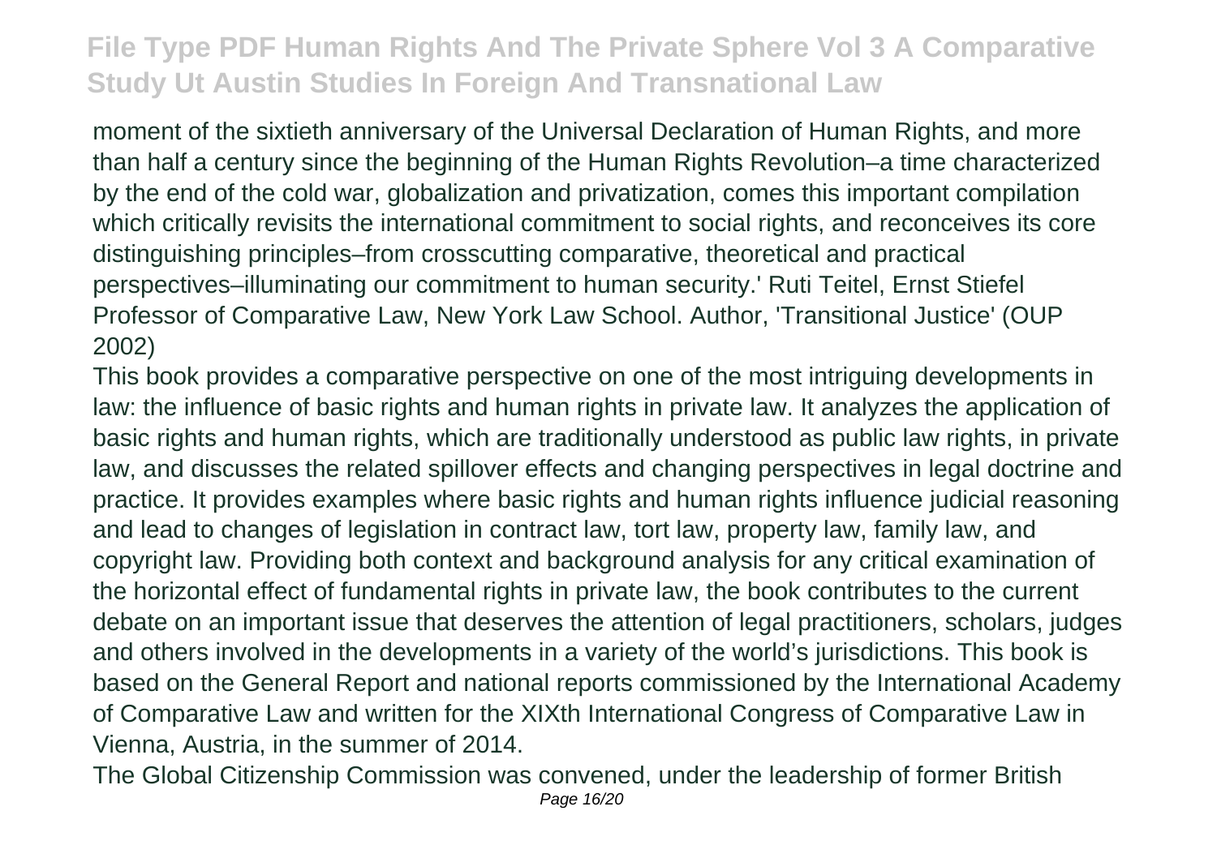moment of the sixtieth anniversary of the Universal Declaration of Human Rights, and more than half a century since the beginning of the Human Rights Revolution–a time characterized by the end of the cold war, globalization and privatization, comes this important compilation which critically revisits the international commitment to social rights, and reconceives its core distinguishing principles–from crosscutting comparative, theoretical and practical perspectives–illuminating our commitment to human security.' Ruti Teitel, Ernst Stiefel Professor of Comparative Law, New York Law School. Author, 'Transitional Justice' (OUP 2002)

This book provides a comparative perspective on one of the most intriguing developments in law: the influence of basic rights and human rights in private law. It analyzes the application of basic rights and human rights, which are traditionally understood as public law rights, in private law, and discusses the related spillover effects and changing perspectives in legal doctrine and practice. It provides examples where basic rights and human rights influence judicial reasoning and lead to changes of legislation in contract law, tort law, property law, family law, and copyright law. Providing both context and background analysis for any critical examination of the horizontal effect of fundamental rights in private law, the book contributes to the current debate on an important issue that deserves the attention of legal practitioners, scholars, judges and others involved in the developments in a variety of the world's jurisdictions. This book is based on the General Report and national reports commissioned by the International Academy of Comparative Law and written for the XIXth International Congress of Comparative Law in Vienna, Austria, in the summer of 2014.

The Global Citizenship Commission was convened, under the leadership of former British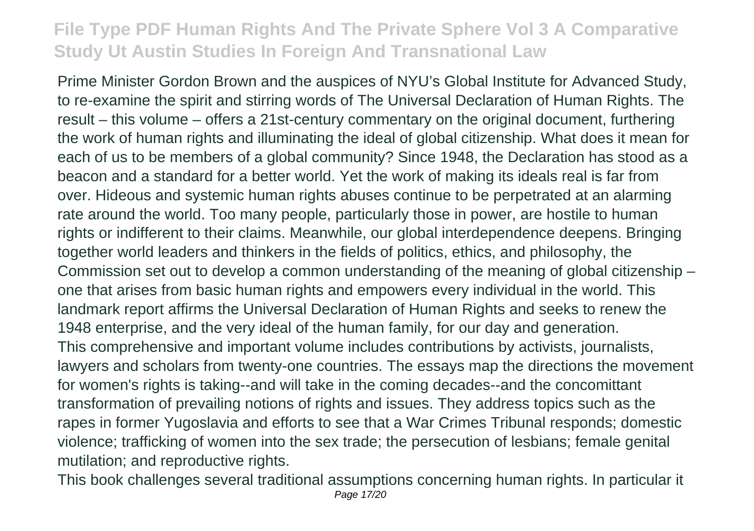Prime Minister Gordon Brown and the auspices of NYU's Global Institute for Advanced Study, to re-examine the spirit and stirring words of The Universal Declaration of Human Rights. The result – this volume – offers a 21st-century commentary on the original document, furthering the work of human rights and illuminating the ideal of global citizenship. What does it mean for each of us to be members of a global community? Since 1948, the Declaration has stood as a beacon and a standard for a better world. Yet the work of making its ideals real is far from over. Hideous and systemic human rights abuses continue to be perpetrated at an alarming rate around the world. Too many people, particularly those in power, are hostile to human rights or indifferent to their claims. Meanwhile, our global interdependence deepens. Bringing together world leaders and thinkers in the fields of politics, ethics, and philosophy, the Commission set out to develop a common understanding of the meaning of global citizenship – one that arises from basic human rights and empowers every individual in the world. This landmark report affirms the Universal Declaration of Human Rights and seeks to renew the 1948 enterprise, and the very ideal of the human family, for our day and generation.

This comprehensive and important volume includes contributions by activists, journalists, lawyers and scholars from twenty-one countries. The essays map the directions the movement for women's rights is taking--and will take in the coming decades--and the concomittant transformation of prevailing notions of rights and issues. They address topics such as the rapes in former Yugoslavia and efforts to see that a War Crimes Tribunal responds; domestic violence; trafficking of women into the sex trade; the persecution of lesbians; female genital mutilation; and reproductive rights.

This book challenges several traditional assumptions concerning human rights. In particular it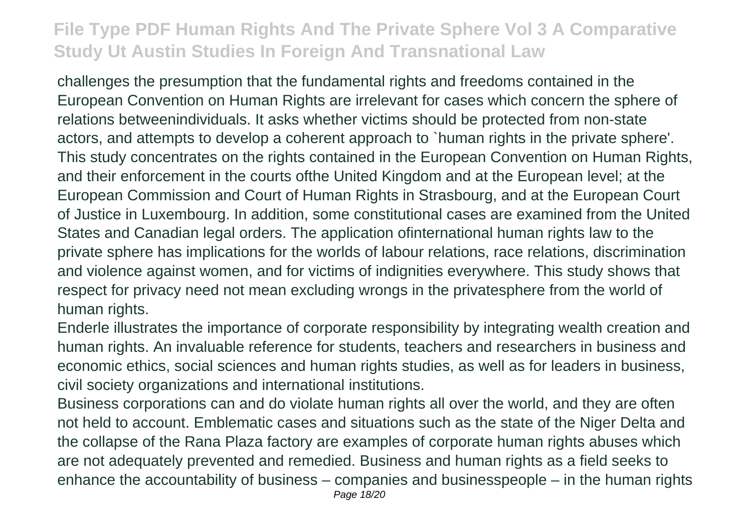challenges the presumption that the fundamental rights and freedoms contained in the European Convention on Human Rights are irrelevant for cases which concern the sphere of relations betweenindividuals. It asks whether victims should be protected from non-state actors, and attempts to develop a coherent approach to `human rights in the private sphere'. This study concentrates on the rights contained in the European Convention on Human Rights, and their enforcement in the courts ofthe United Kingdom and at the European level; at the European Commission and Court of Human Rights in Strasbourg, and at the European Court of Justice in Luxembourg. In addition, some constitutional cases are examined from the United States and Canadian legal orders. The application ofinternational human rights law to the private sphere has implications for the worlds of labour relations, race relations, discrimination and violence against women, and for victims of indignities everywhere. This study shows that respect for privacy need not mean excluding wrongs in the privatesphere from the world of human rights.

Enderle illustrates the importance of corporate responsibility by integrating wealth creation and human rights. An invaluable reference for students, teachers and researchers in business and economic ethics, social sciences and human rights studies, as well as for leaders in business, civil society organizations and international institutions.

Business corporations can and do violate human rights all over the world, and they are often not held to account. Emblematic cases and situations such as the state of the Niger Delta and the collapse of the Rana Plaza factory are examples of corporate human rights abuses which are not adequately prevented and remedied. Business and human rights as a field seeks to enhance the accountability of business – companies and businesspeople – in the human rights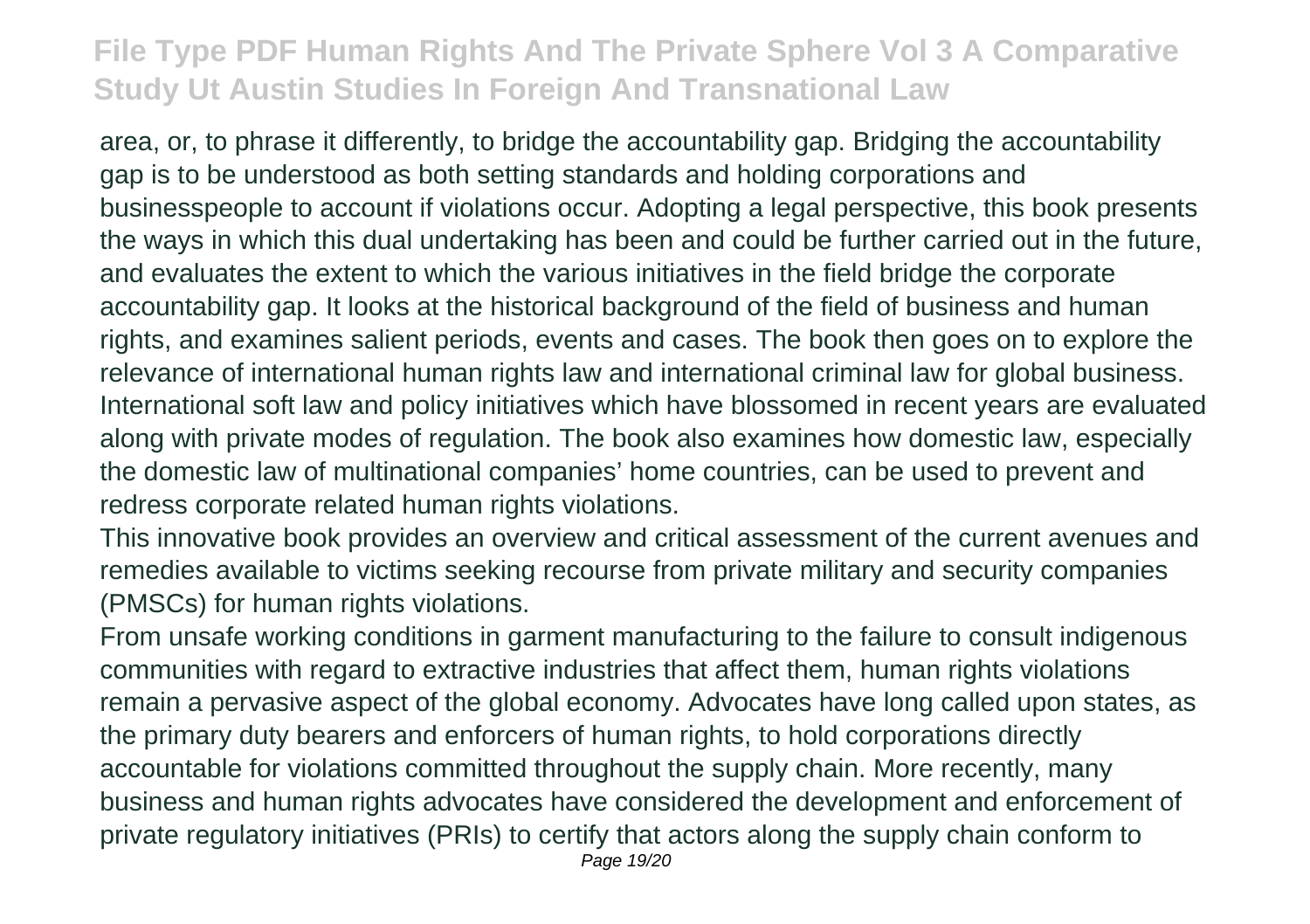area, or, to phrase it differently, to bridge the accountability gap. Bridging the accountability gap is to be understood as both setting standards and holding corporations and businesspeople to account if violations occur. Adopting a legal perspective, this book presents the ways in which this dual undertaking has been and could be further carried out in the future, and evaluates the extent to which the various initiatives in the field bridge the corporate accountability gap. It looks at the historical background of the field of business and human rights, and examines salient periods, events and cases. The book then goes on to explore the relevance of international human rights law and international criminal law for global business. International soft law and policy initiatives which have blossomed in recent years are evaluated along with private modes of regulation. The book also examines how domestic law, especially the domestic law of multinational companies' home countries, can be used to prevent and redress corporate related human rights violations.

This innovative book provides an overview and critical assessment of the current avenues and remedies available to victims seeking recourse from private military and security companies (PMSCs) for human rights violations.

From unsafe working conditions in garment manufacturing to the failure to consult indigenous communities with regard to extractive industries that affect them, human rights violations remain a pervasive aspect of the global economy. Advocates have long called upon states, as the primary duty bearers and enforcers of human rights, to hold corporations directly accountable for violations committed throughout the supply chain. More recently, many business and human rights advocates have considered the development and enforcement of private regulatory initiatives (PRIs) to certify that actors along the supply chain conform to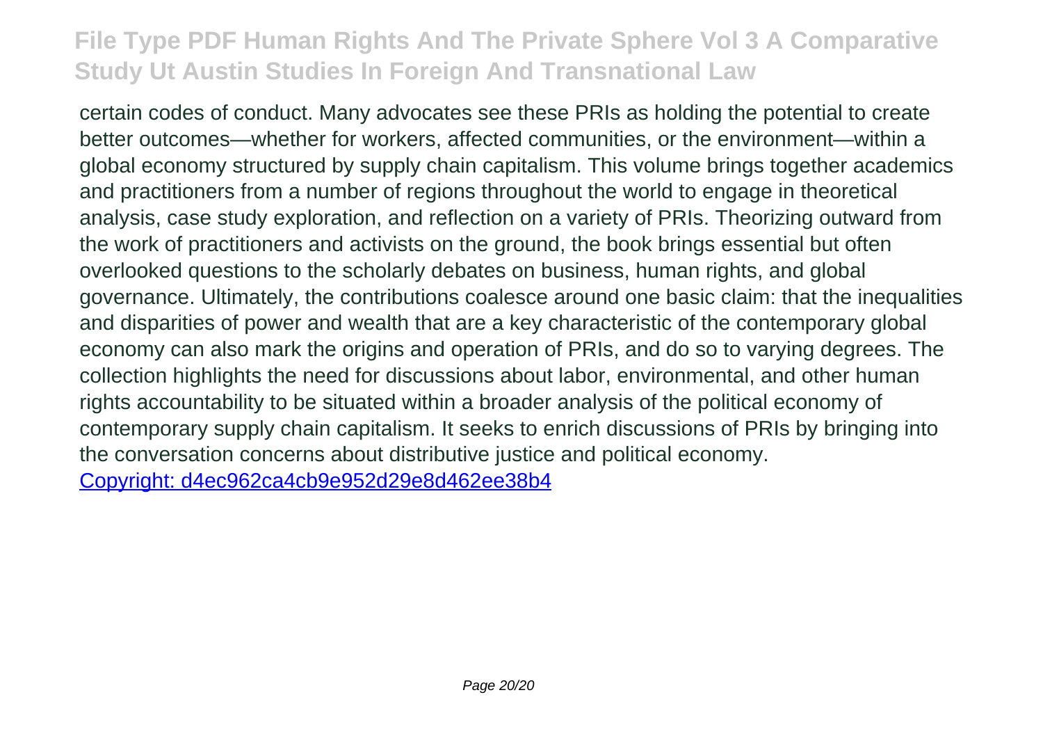certain codes of conduct. Many advocates see these PRIs as holding the potential to create better outcomes—whether for workers, affected communities, or the environment—within a global economy structured by supply chain capitalism. This volume brings together academics and practitioners from a number of regions throughout the world to engage in theoretical analysis, case study exploration, and reflection on a variety of PRIs. Theorizing outward from the work of practitioners and activists on the ground, the book brings essential but often overlooked questions to the scholarly debates on business, human rights, and global governance. Ultimately, the contributions coalesce around one basic claim: that the inequalities and disparities of power and wealth that are a key characteristic of the contemporary global economy can also mark the origins and operation of PRIs, and do so to varying degrees. The collection highlights the need for discussions about labor, environmental, and other human rights accountability to be situated within a broader analysis of the political economy of contemporary supply chain capitalism. It seeks to enrich discussions of PRIs by bringing into the conversation concerns about distributive justice and political economy.

Copyright: d4ec962ca4cb9e952d29e8d462ee38b4